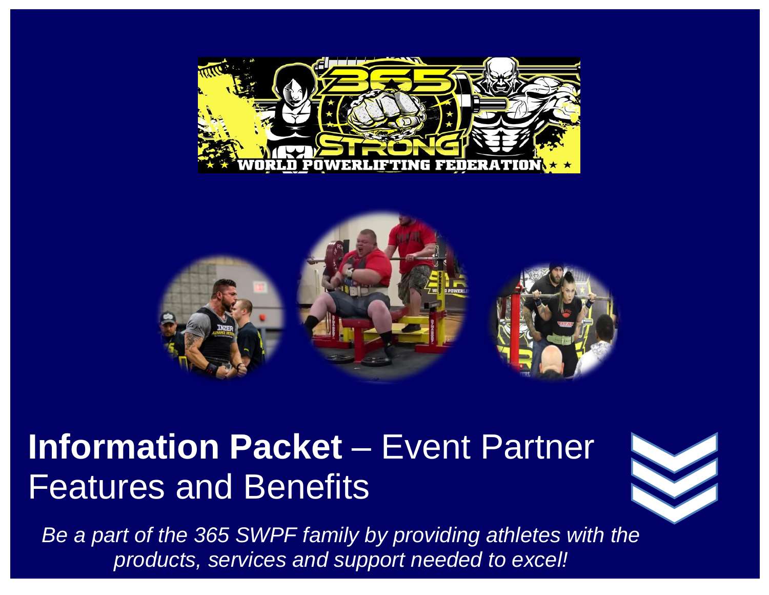# **Information Packet** – Event Partner Features and Benefits

*Be a part of the 365 SWPF family by providing athletes with the products, services and support needed to excel!*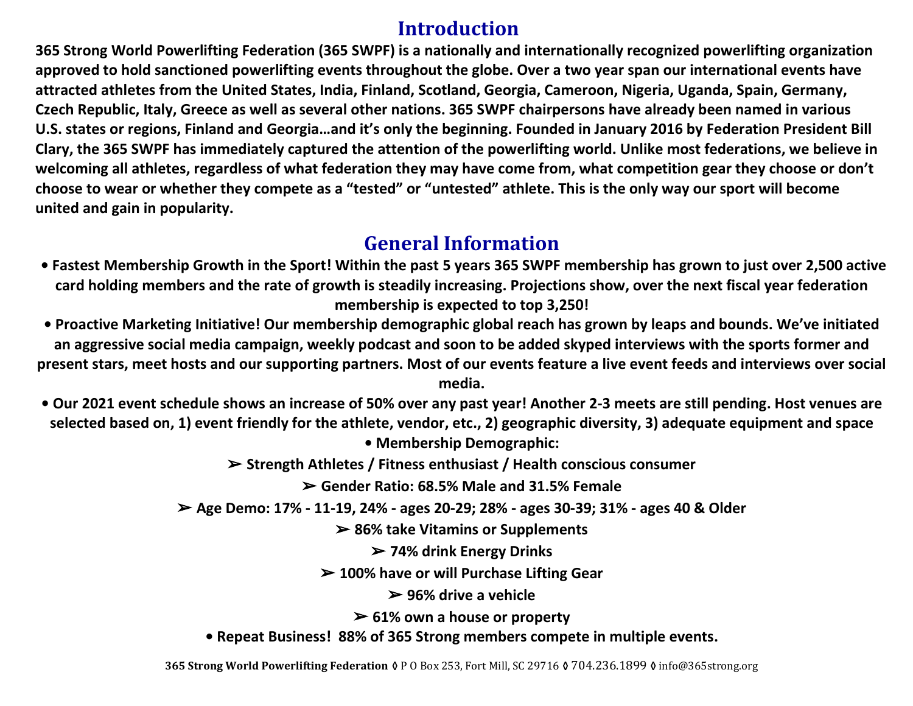## Introduction

**365 Strong World Powerlifting Federation (365 SWPF) is a nationally and internationally recognized powerlifting organization approved to hold sanctioned powerlifting events throughout the globe. Over a two year span our international events have attracted athletes from the United States, India, Finland, Scotland, Georgia, Cameroon, Nigeria, Uganda, Spain, Germany, Czech Republic, Italy, Greece as well as several other nations. 365 SWPF chairpersons have already been named in various U.S. states or regions, Finland and Georgia…and it's only the beginning. Founded in January 2016 by Federation President Bill Clary, the 365 SWPF has immediately captured the attention of the powerlifting world. Unlike most federations, we believe in welcoming all athletes, regardless of what federation they may have come from, what competition gear they choose or don't choose to wear or whether they compete as a "tested" or "untested" athlete. This is the only way our sport will become united and gain in popularity.**

## General Information

- **Fastest Membership Growth in the Sport! Within the past 5 years 365 SWPF membership has grown to just over 2,500 active card holding members and the rate of growth is steadily increasing. Projections show, over the next fiscal year federation membership is expected to top 3,250!**
- **Proactive Marketing Initiative! Our membership demographic global reach has grown by leaps and bounds. We've initiated an aggressive social media campaign, weekly podcast and soon to be added skyped interviews with the sports former and present stars, meet hosts and our supporting partners. Most of our events feature a live event feeds and interviews over social media.**
- **Our 2021 event schedule shows an increase of 50% over any past year! Another 2-3 meets are still pending. Host venues are selected based on, 1) event friendly for the athlete, vendor, etc., 2) geographic diversity, 3) adequate equipment and space**
- **Membership Demographic:**
  - **Strength Athletes / Fitness enthusiast / Health conscious consumer**
  - **Gender Ratio: 68.5% Male and 31.5% Female**
  - **Age Demo: 17% - 11-19, 24% - ages 20-29; 28% - ages 30-39; 31% - ages 40 & Older**
  - **86% take Vitamins or Supplements**
  - **74% drink Energy Drinks**
  - **100% have or will Purchase Lifting Gear**
  - **96% drive a vehicle**
  - **61% own a house or property**
- **Repeat Business! 88% of 365 Strong members compete in multiple events.**

**365 Strong World Powerlifting Federation** ◊ P O Box 253, Fort Mill, SC 29716 ◊ 704.236.1899 ◊ info@365strong.org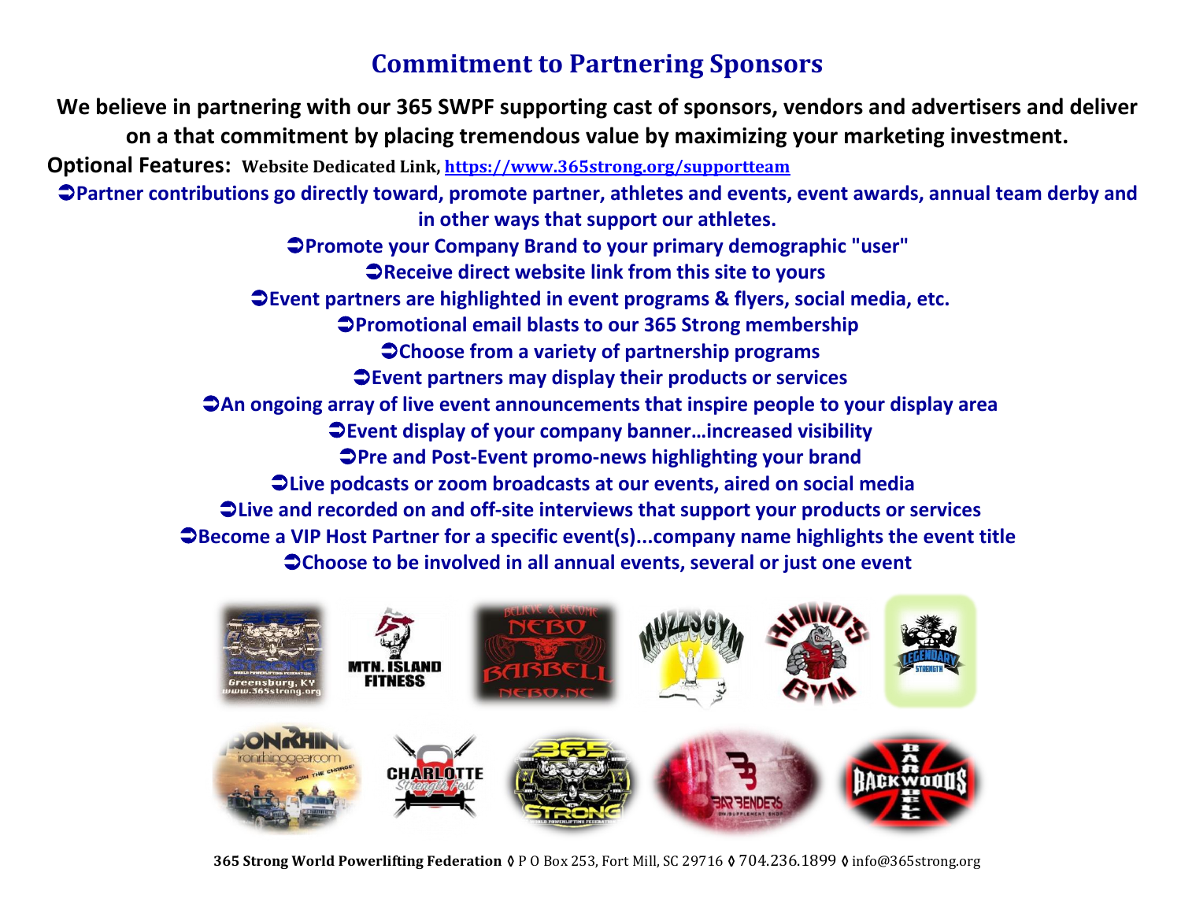# Commitment to Partnering Sponsors

**We believe in partnering with our 365 SWPF supporting cast of sponsors, vendors and advertisers and deliver on a that commitment by placing tremendous value by maximizing your marketing investment.**

**Optional Features:** **Website Dedicated Link, [https://www.365strong.org/supportteam](https://www.365strong.org/supportteam)**

- **Partner contributions go directly toward, promote partner, athletes and events, event awards, annual team derby and in other ways that support our athletes.**
- **Promote your Company Brand to your primary demographic "user"**
- **Receive direct website link from this site to yours**
- **Event partners are highlighted in event programs & flyers, social media, etc.**
- **Promotional email blasts to our 365 Strong membership**
- **Choose from a variety of partnership programs**
- **Event partners may display their products or services**
- **An ongoing array of live event announcements that inspire people to your display area**
- **Event display of your company banner…increased visibility**
- **Pre and Post-Event promo-news highlighting your brand**
- **Live podcasts or zoom broadcasts at our events, aired on social media**
- **Live and recorded on and off-site interviews that support your products or services**
- **Become a VIP Host Partner for a specific event(s)...company name highlights the event title**
- **Choose to be involved in all annual events, several or just one event**

**365 Strong World Powerlifting Federation** ◊ P O Box 253, Fort Mill, SC 29716 ◊ 704.236.1899 ◊ info@365strong.org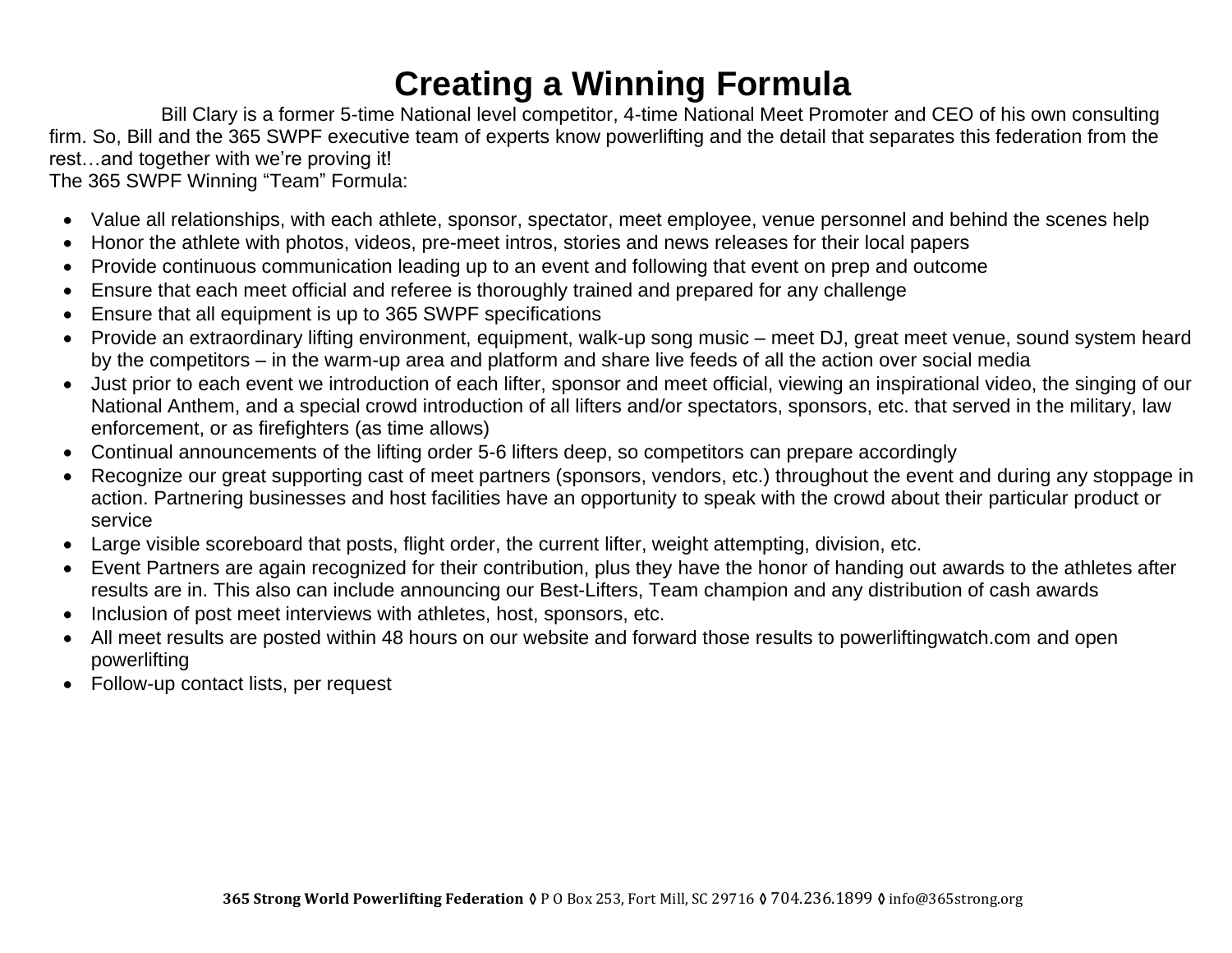# Creating a Winning Formula

Bill Clary is a former 5-time National level competitor, 4-time National Meet Promoter and CEO of his own consulting firm. So, Bill and the 365 SWPF executive team of experts know powerlifting and the detail that separates this federation from the rest…and together with we're proving it!

The 365 SWPF Winning "Team" Formula:

- Value all relationships, with each athlete, sponsor, spectator, meet employee, venue personnel and behind the scenes help
- Honor the athlete with photos, videos, pre-meet intros, stories and news releases for their local papers
- Provide continuous communication leading up to an event and following that event on prep and outcome
- Ensure that each meet official and referee is thoroughly trained and prepared for any challenge
- Ensure that all equipment is up to 365 SWPF specifications
- Provide an extraordinary lifting environment, equipment, walk-up song music – meet DJ, great meet venue, sound system heard by the competitors – in the warm-up area and platform and share live feeds of all the action over social media
- Just prior to each event we introduction of each lifter, sponsor and meet official, viewing an inspirational video, the singing of our National Anthem, and a special crowd introduction of all lifters and/or spectators, sponsors, etc. that served in the military, law enforcement, or as firefighters (as time allows)
- Continual announcements of the lifting order 5-6 lifters deep, so competitors can prepare accordingly
- Recognize our great supporting cast of meet partners (sponsors, vendors, etc.) throughout the event and during any stoppage in action. Partnering businesses and host facilities have an opportunity to speak with the crowd about their particular product or service
- Large visible scoreboard that posts, flight order, the current lifter, weight attempting, division, etc.
- Event Partners are again recognized for their contribution, plus they have the honor of handing out awards to the athletes after results are in. This also can include announcing our Best-Lifters, Team champion and any distribution of cash awards
- Inclusion of post meet interviews with athletes, host, sponsors, etc.
- All meet results are posted within 48 hours on our website and forward those results to powerliftingwatch.com and open powerlifting
- Follow-up contact lists, per request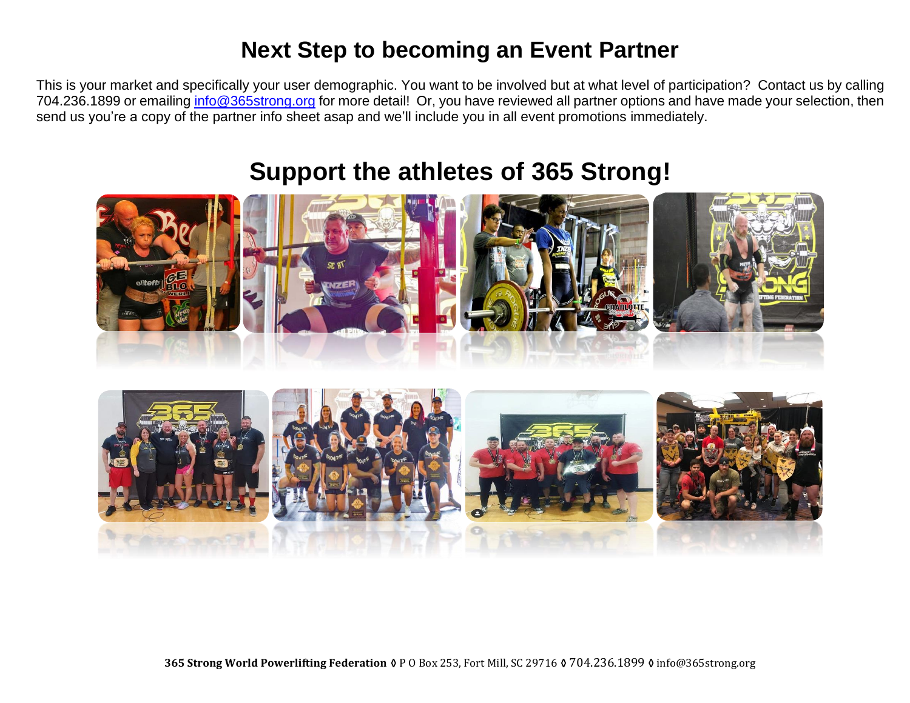# Next Step to becoming an Event Partner

This is your market and specifically your user demographic. You want to be involved but at what level of participation? Contact us by calling 704.236.1899 or emailing info@365strong.org for more detail! Or, you have reviewed all partner options and have made your selection, then send us you're a copy of the partner info sheet asap and we'll include you in all event promotions immediately.

# Support the athletes of 365 Strong!

**365 Strong World Powerlifting Federation** ◊ P O Box 253, Fort Mill, SC 29716 ◊ 704.236.1899 ◊ info@365strong.org